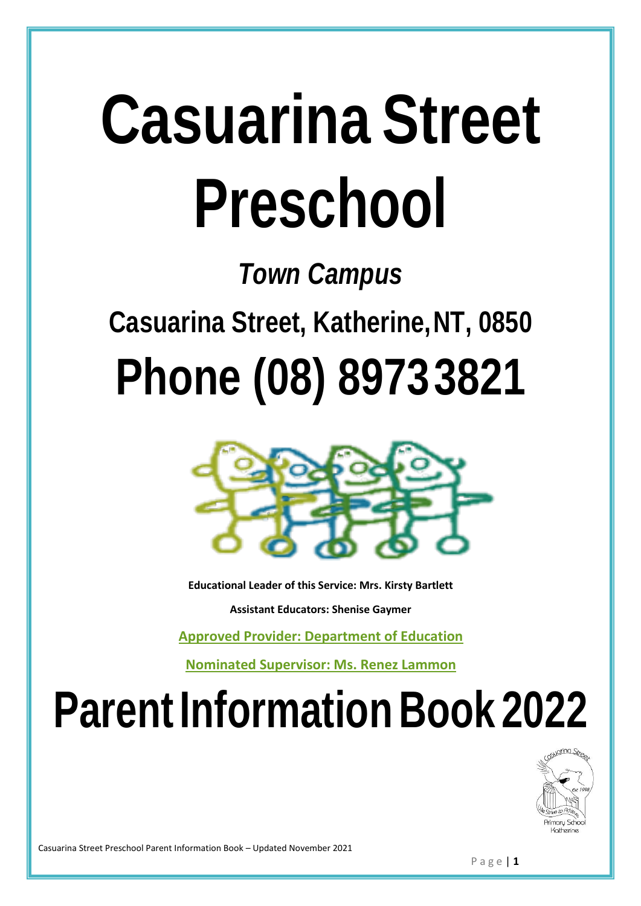# Casuarina Street Preschool

## *Town Campus*

## Casuarina Street, Katherine, NT, 0850

## Phone (08) 8973 3821

**Educational Leader of this Service: Mrs. Kirsty Bartlett**

**Assistant Educators: Shenise Gaymer**

**Approved Provider: Department of Education**

**Nominated Supervisor: Ms. Renez Lammon**

# Parent Information Book 2022

Casuarina Street Preschool Parent Information Book – Updated November 2021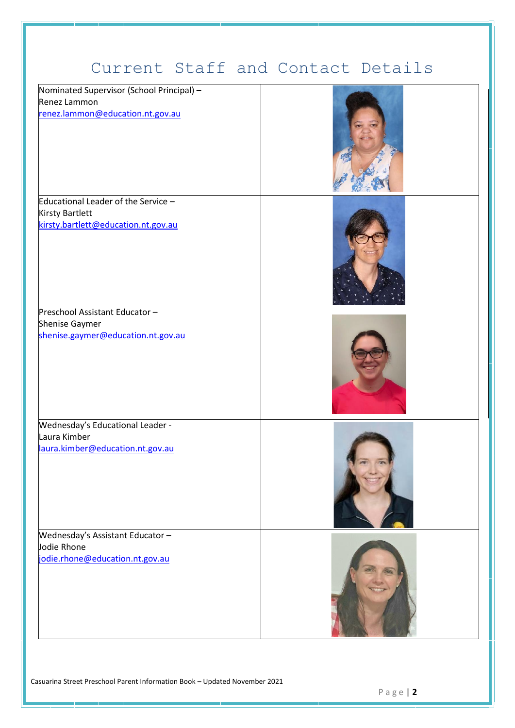# Current Staff and Contact Details

| | |
|---|---|
| Nominated Supervisor (School Principal) – Renez Lammon renez.lammon@education.nt.gov.au | |
| Educational Leader of the Service – Kirsty Bartlett kirsty.bartlett@education.nt.gov.au | |
| Preschool Assistant Educator – Shenise Gaymer shenise.gaymer@education.nt.gov.au | |
| Wednesday's Educational Leader - Laura Kimber laura.kimber@education.nt.gov.au | |
| Wednesday's Assistant Educator – Jodie Rhone jodie.rhone@education.nt.gov.au | |

Casuarina Street Preschool Parent Information Book – Updated November 2021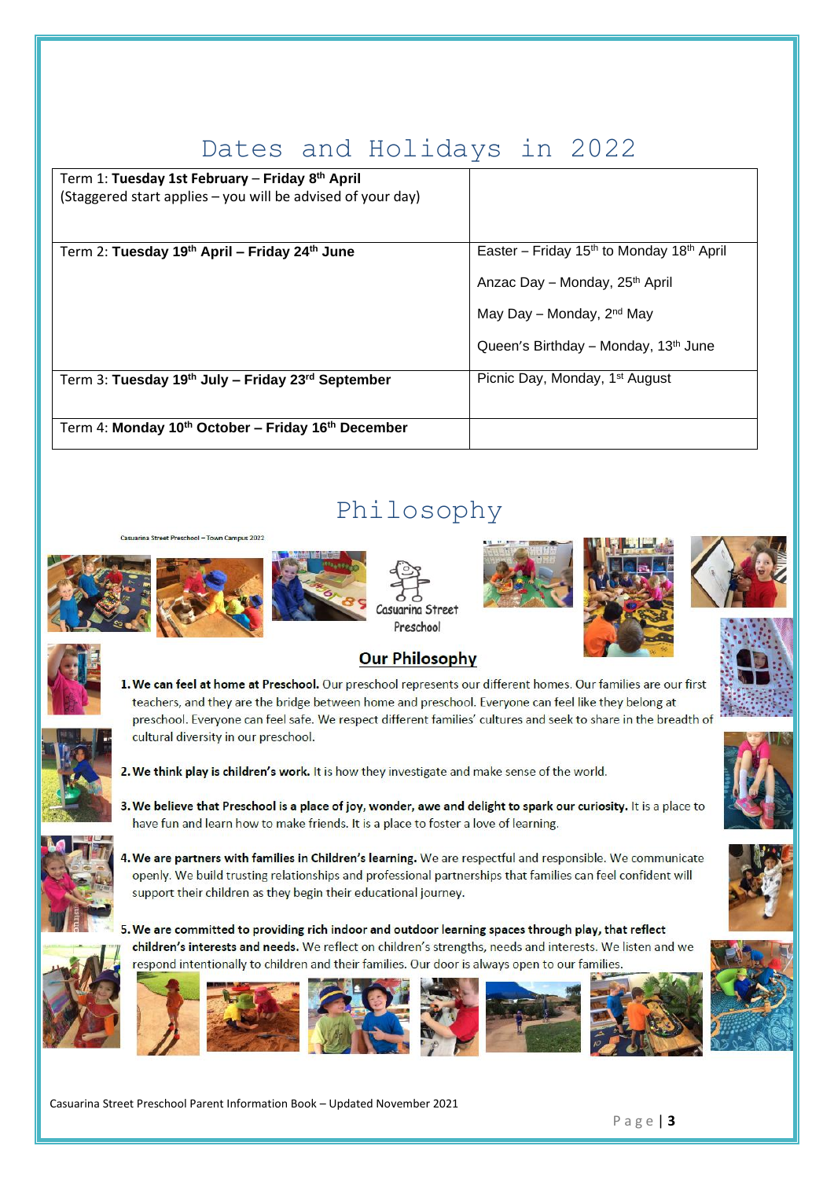# Dates and Holidays in 2022

| | |
|---|---|
| Term 1: **Tuesday 1st February** – **Friday 8th April**<br>(Staggered start applies – you will be advised of your day) | |
| Term 2: **Tuesday 19th April – Friday 24th June** | Easter – Friday 15th to Monday 18th April<br>Anzac Day – Monday, 25th April<br>May Day – Monday, 2nd May<br>Queen's Birthday – Monday, 13th June |
| Term 3: **Tuesday 19th July – Friday 23rd September** | Picnic Day, Monday, 1st August |
| Term 4: **Monday 10th October – Friday 16th December** | |

# Philosophy

Casuarina Street Preschool – Town Campus 2022

Casuarina Street Preschool

## Our Philosophy

1. **We can feel at home at Preschool.** Our preschool represents our different homes. Our families are our first teachers, and they are the bridge between home and preschool. Everyone can feel like they belong at preschool. Everyone can feel safe. We respect different families' cultures and seek to share in the breadth of cultural diversity in our preschool.

2. **We think play is children's work.** It is how they investigate and make sense of the world.

3. **We believe that Preschool is a place of joy, wonder, awe and delight to spark our curiosity.** It is a place to have fun and learn how to make friends. It is a place to foster a love of learning.

4. **We are partners with families in Children's learning.** We are respectful and responsible. We communicate openly. We build trusting relationships and professional partnerships that families can feel confident will support their children as they begin their educational journey.

5. **We are committed to providing rich indoor and outdoor learning spaces through play, that reflect children's interests and needs.** We reflect on children's strengths, needs and interests. We listen and we respond intentionally to children and their families. Our door is always open to our families.

Casuarina Street Preschool Parent Information Book – Updated November 2021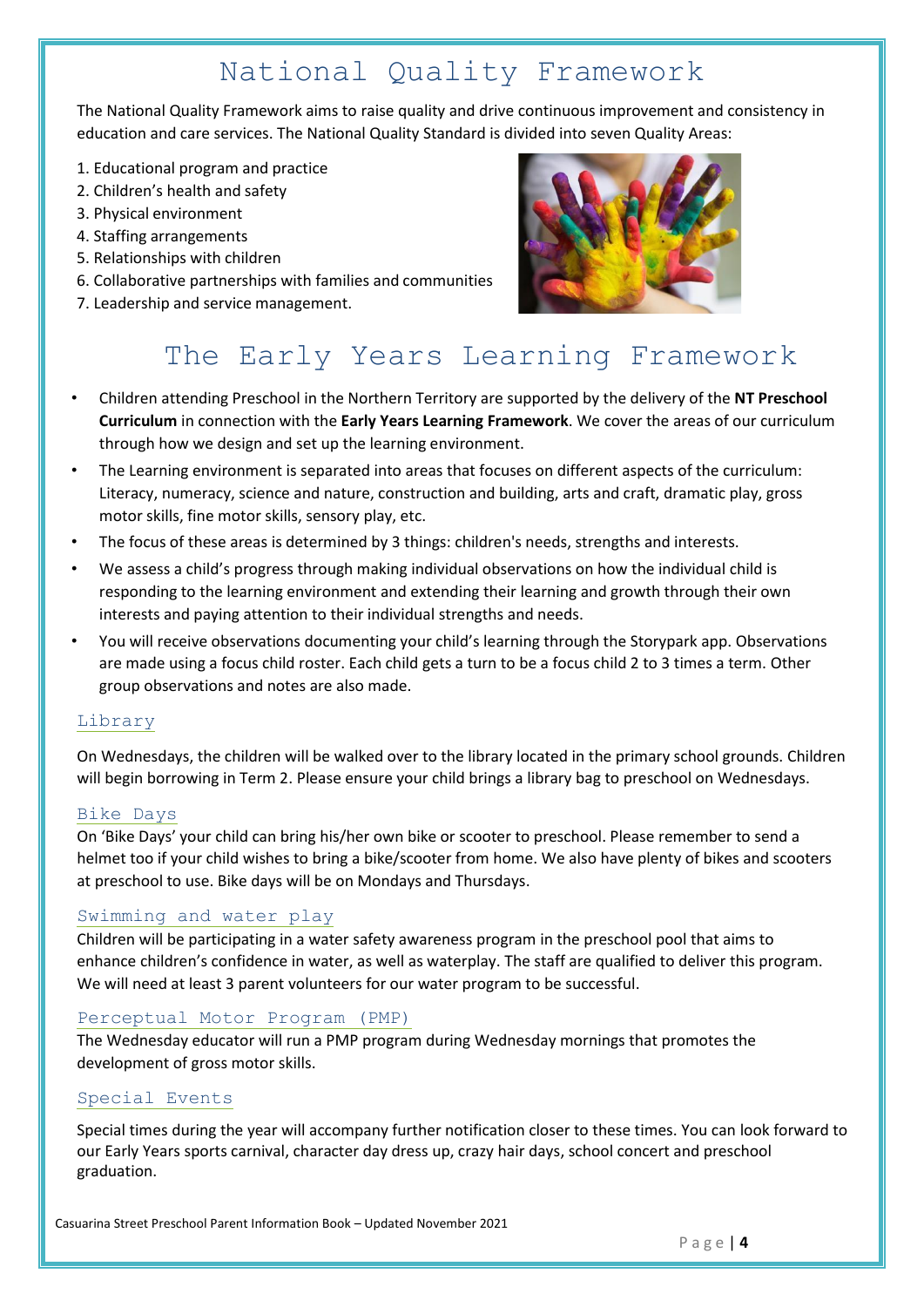# National Quality Framework

The National Quality Framework aims to raise quality and drive continuous improvement and consistency in education and care services. The National Quality Standard is divided into seven Quality Areas:

1. Educational program and practice
2. Children's health and safety
3. Physical environment
4. Staffing arrangements
5. Relationships with children
6. Collaborative partnerships with families and communities
7. Leadership and service management.

# The Early Years Learning Framework

- Children attending Preschool in the Northern Territory are supported by the delivery of the **NT Preschool Curriculum** in connection with the **Early Years Learning Framework**. We cover the areas of our curriculum through how we design and set up the learning environment.
- The Learning environment is separated into areas that focuses on different aspects of the curriculum: Literacy, numeracy, science and nature, construction and building, arts and craft, dramatic play, gross motor skills, fine motor skills, sensory play, etc.
- The focus of these areas is determined by 3 things: children's needs, strengths and interests.
- We assess a child's progress through making individual observations on how the individual child is responding to the learning environment and extending their learning and growth through their own interests and paying attention to their individual strengths and needs.
- You will receive observations documenting your child's learning through the Storypark app. Observations are made using a focus child roster. Each child gets a turn to be a focus child 2 to 3 times a term. Other group observations and notes are also made.

## Library

On Wednesdays, the children will be walked over to the library located in the primary school grounds. Children will begin borrowing in Term 2. Please ensure your child brings a library bag to preschool on Wednesdays.

## Bike Days

On 'Bike Days' your child can bring his/her own bike or scooter to preschool. Please remember to send a helmet too if your child wishes to bring a bike/scooter from home. We also have plenty of bikes and scooters at preschool to use. Bike days will be on Mondays and Thursdays.

## Swimming and water play

Children will be participating in a water safety awareness program in the preschool pool that aims to enhance children's confidence in water, as well as waterplay. The staff are qualified to deliver this program. We will need at least 3 parent volunteers for our water program to be successful.

## Perceptual Motor Program (PMP)

The Wednesday educator will run a PMP program during Wednesday mornings that promotes the development of gross motor skills.

## Special Events

Special times during the year will accompany further notification closer to these times. You can look forward to our Early Years sports carnival, character day dress up, crazy hair days, school concert and preschool graduation.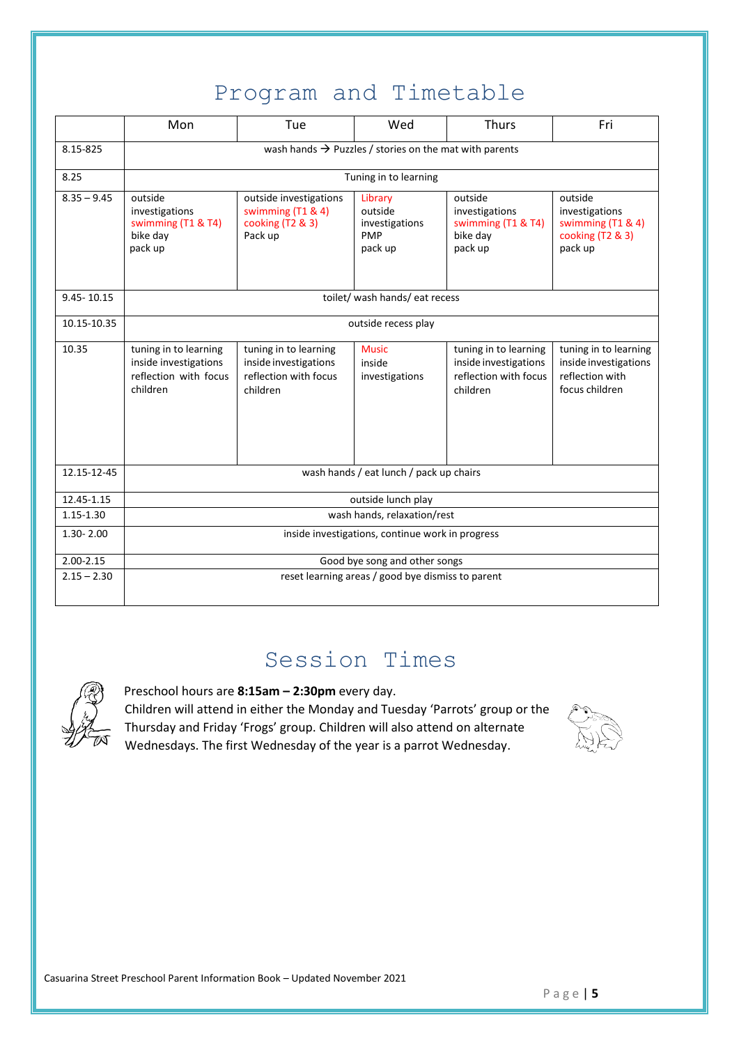# Program and Timetable

| | Mon | Tue | Wed | Thurs | Fri |
|---|---|---|---|---|---|
| 8.15-825 | wash hands → Puzzles / stories on the mat with parents | | | | |
| 8.25 | Tuning in to learning | | | | |
| 8.35 – 9.45 | outside investigations swimming (T1 & T4) bike day pack up | outside investigations swimming (T1 & 4) cooking (T2 & 3) Pack up | Library outside investigations PMP pack up | outside investigations swimming (T1 & T4) bike day pack up | outside investigations swimming (T1 & 4) cooking (T2 & 3) pack up |
| 9.45- 10.15 | toilet/ wash hands/ eat recess | | | | |
| 10.15-10.35 | outside recess play | | | | |
| 10.35 | tuning in to learning inside investigations reflection with focus children | tuning in to learning inside investigations reflection with focus children | Music inside investigations | tuning in to learning inside investigations reflection with focus children | tuning in to learning inside investigations reflection with focus children |
| 12.15-12-45 | wash hands / eat lunch / pack up chairs | | | | |
| 12.45-1.15 | outside lunch play | | | | |
| 1.15-1.30 | wash hands, relaxation/rest | | | | |
| 1.30- 2.00 | inside investigations, continue work in progress | | | | |
| 2.00-2.15 | Good bye song and other songs | | | | |
| 2.15 – 2.30 | reset learning areas / good bye dismiss to parent | | | | |

# Session Times

Preschool hours are **8:15am – 2:30pm** every day.
Children will attend in either the Monday and Tuesday 'Parrots' group or the Thursday and Friday 'Frogs' group. Children will also attend on alternate Wednesdays. The first Wednesday of the year is a parrot Wednesday.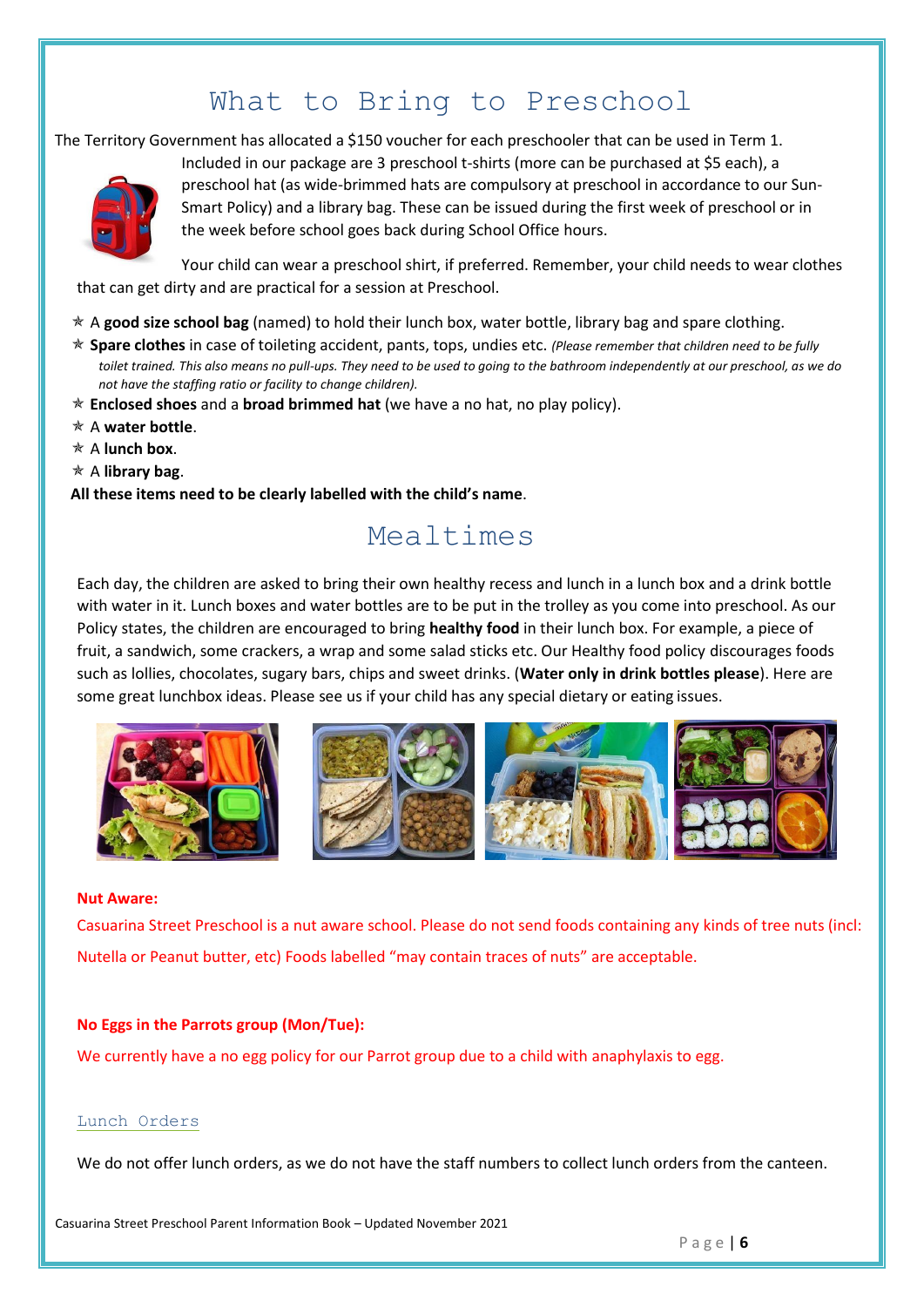# What to Bring to Preschool

The Territory Government has allocated a $150 voucher for each preschooler that can be used in Term 1. Included in our package are 3 preschool t-shirts (more can be purchased at $5 each), a preschool hat (as wide-brimmed hats are compulsory at preschool in accordance to our Sun-Smart Policy) and a library bag. These can be issued during the first week of preschool or in the week before school goes back during School Office hours.

Your child can wear a preschool shirt, if preferred. Remember, your child needs to wear clothes that can get dirty and are practical for a session at Preschool.

- A **good size school bag** (named) to hold their lunch box, water bottle, library bag and spare clothing.
- **Spare clothes** in case of toileting accident, pants, tops, undies etc. *(Please remember that children need to be fully toilet trained. This also means no pull-ups. They need to be used to going to the bathroom independently at our preschool, as we do not have the staffing ratio or facility to change children).*
- **Enclosed shoes** and a **broad brimmed hat** (we have a no hat, no play policy).
- A **water bottle**.
- A **lunch box**.
- A **library bag**.

**All these items need to be clearly labelled with the child's name**.

# Mealtimes

Each day, the children are asked to bring their own healthy recess and lunch in a lunch box and a drink bottle with water in it. Lunch boxes and water bottles are to be put in the trolley as you come into preschool. As our Policy states, the children are encouraged to bring **healthy food** in their lunch box. For example, a piece of fruit, a sandwich, some crackers, a wrap and some salad sticks etc. Our Healthy food policy discourages foods such as lollies, chocolates, sugary bars, chips and sweet drinks. (**Water only in drink bottles please**). Here are some great lunchbox ideas. Please see us if your child has any special dietary or eating issues.

**Nut Aware:**

Casuarina Street Preschool is a nut aware school. Please do not send foods containing any kinds of tree nuts (incl: Nutella or Peanut butter, etc) Foods labelled "may contain traces of nuts" are acceptable.

**No Eggs in the Parrots group (Mon/Tue):**

We currently have a no egg policy for our Parrot group due to a child with anaphylaxis to egg.

## Lunch Orders

We do not offer lunch orders, as we do not have the staff numbers to collect lunch orders from the canteen.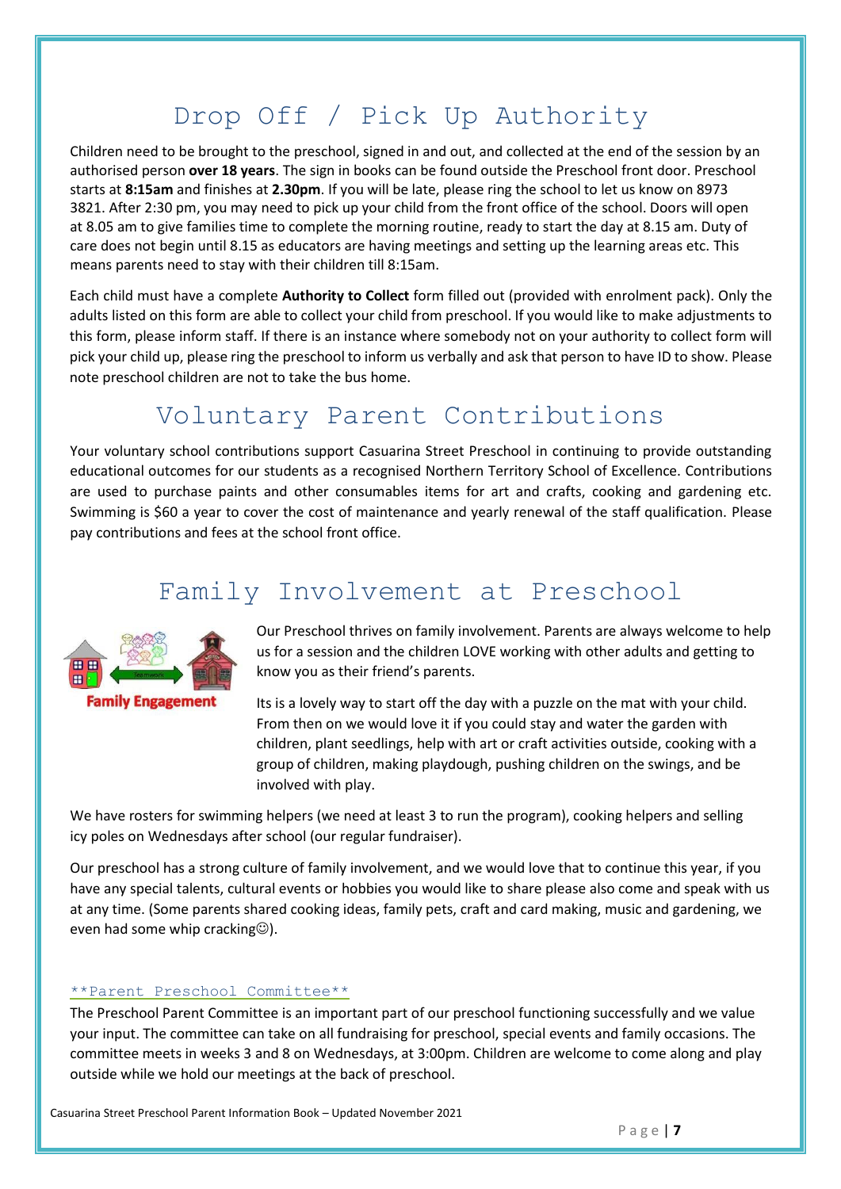# Drop Off / Pick Up Authority

Children need to be brought to the preschool, signed in and out, and collected at the end of the session by an authorised person **over 18 years**. The sign in books can be found outside the Preschool front door. Preschool starts at **8:15am** and finishes at **2.30pm**. If you will be late, please ring the school to let us know on 8973 3821. After 2:30 pm, you may need to pick up your child from the front office of the school. Doors will open at 8.05 am to give families time to complete the morning routine, ready to start the day at 8.15 am. Duty of care does not begin until 8.15 as educators are having meetings and setting up the learning areas etc. This means parents need to stay with their children till 8:15am.

Each child must have a complete **Authority to Collect** form filled out (provided with enrolment pack). Only the adults listed on this form are able to collect your child from preschool. If you would like to make adjustments to this form, please inform staff. If there is an instance where somebody not on your authority to collect form will pick your child up, please ring the preschool to inform us verbally and ask that person to have ID to show. Please note preschool children are not to take the bus home.

# Voluntary Parent Contributions

Your voluntary school contributions support Casuarina Street Preschool in continuing to provide outstanding educational outcomes for our students as a recognised Northern Territory School of Excellence. Contributions are used to purchase paints and other consumables items for art and crafts, cooking and gardening etc. Swimming is $60 a year to cover the cost of maintenance and yearly renewal of the staff qualification. Please pay contributions and fees at the school front office.

# Family Involvement at Preschool

Family Engagement

Our Preschool thrives on family involvement. Parents are always welcome to help us for a session and the children LOVE working with other adults and getting to know you as their friend's parents.

Its is a lovely way to start off the day with a puzzle on the mat with your child. From then on we would love it if you could stay and water the garden with children, plant seedlings, help with art or craft activities outside, cooking with a group of children, making playdough, pushing children on the swings, and be involved with play.

We have rosters for swimming helpers (we need at least 3 to run the program), cooking helpers and selling icy poles on Wednesdays after school (our regular fundraiser).

Our preschool has a strong culture of family involvement, and we would love that to continue this year, if you have any special talents, cultural events or hobbies you would like to share please also come and speak with us at any time. (Some parents shared cooking ideas, family pets, craft and card making, music and gardening, we even had some whip cracking☺).

**Parent Preschool Committee**

The Preschool Parent Committee is an important part of our preschool functioning successfully and we value your input. The committee can take on all fundraising for preschool, special events and family occasions. The committee meets in weeks 3 and 8 on Wednesdays, at 3:00pm. Children are welcome to come along and play outside while we hold our meetings at the back of preschool.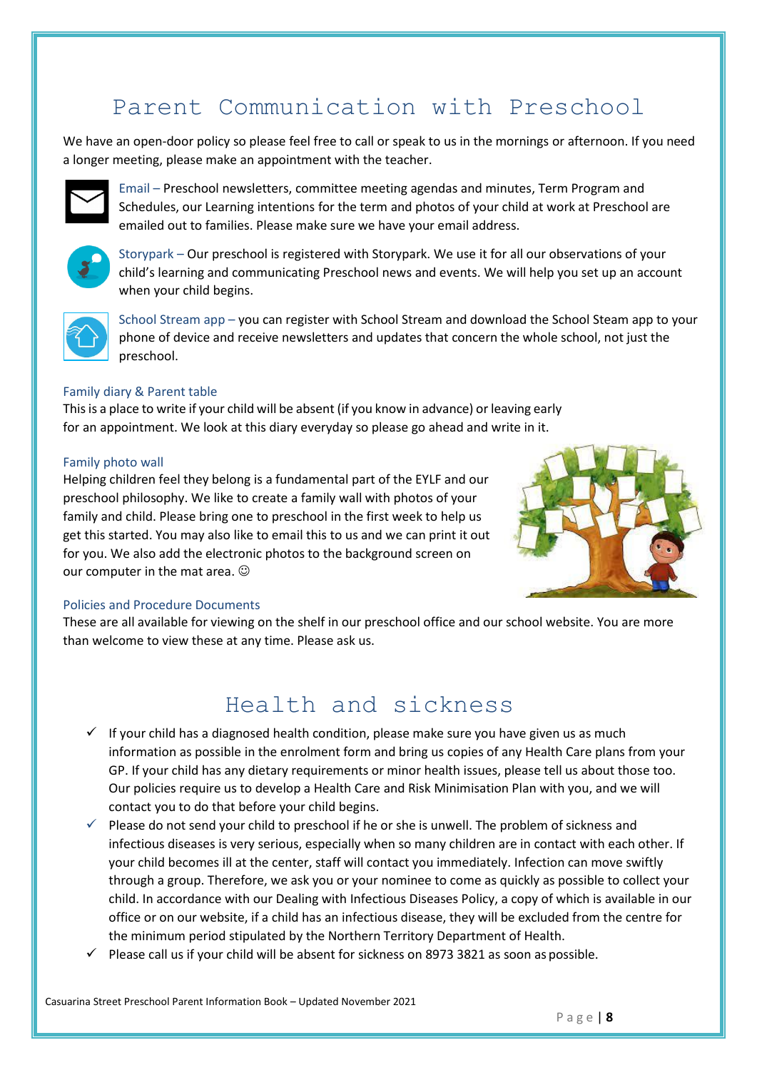# Parent Communication with Preschool

We have an open-door policy so please feel free to call or speak to us in the mornings or afternoon. If you need a longer meeting, please make an appointment with the teacher.

Email – Preschool newsletters, committee meeting agendas and minutes, Term Program and Schedules, our Learning intentions for the term and photos of your child at work at Preschool are emailed out to families. Please make sure we have your email address.

Storypark – Our preschool is registered with Storypark. We use it for all our observations of your child's learning and communicating Preschool news and events. We will help you set up an account when your child begins.

School Stream app – you can register with School Stream and download the School Steam app to your phone of device and receive newsletters and updates that concern the whole school, not just the preschool.

### Family diary & Parent table

This is a place to write if your child will be absent (if you know in advance) or leaving early for an appointment. We look at this diary everyday so please go ahead and write in it.

### Family photo wall

Helping children feel they belong is a fundamental part of the EYLF and our preschool philosophy. We like to create a family wall with photos of your family and child. Please bring one to preschool in the first week to help us get this started. You may also like to email this to us and we can print it out for you. We also add the electronic photos to the background screen on our computer in the mat area. ☺

### Policies and Procedure Documents

These are all available for viewing on the shelf in our preschool office and our school website. You are more than welcome to view these at any time. Please ask us.

# Health and sickness

- ✓ If your child has a diagnosed health condition, please make sure you have given us as much information as possible in the enrolment form and bring us copies of any Health Care plans from your GP. If your child has any dietary requirements or minor health issues, please tell us about those too. Our policies require us to develop a Health Care and Risk Minimisation Plan with you, and we will contact you to do that before your child begins.
- ✓ Please do not send your child to preschool if he or she is unwell. The problem of sickness and infectious diseases is very serious, especially when so many children are in contact with each other. If your child becomes ill at the center, staff will contact you immediately. Infection can move swiftly through a group. Therefore, we ask you or your nominee to come as quickly as possible to collect your child. In accordance with our Dealing with Infectious Diseases Policy, a copy of which is available in our office or on our website, if a child has an infectious disease, they will be excluded from the centre for the minimum period stipulated by the Northern Territory Department of Health.
- ✓ Please call us if your child will be absent for sickness on 8973 3821 as soon as possible.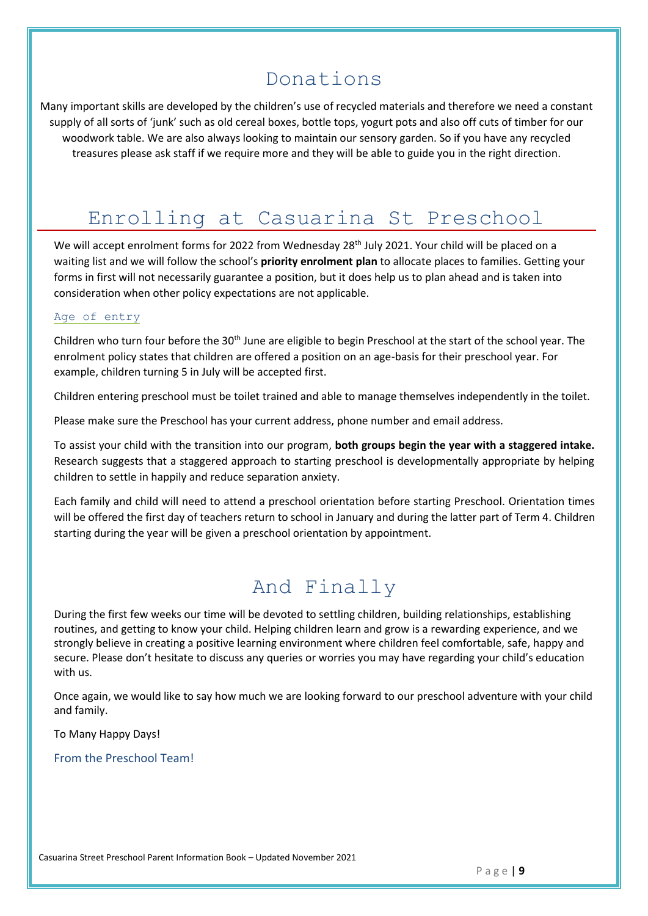# Donations

Many important skills are developed by the children's use of recycled materials and therefore we need a constant supply of all sorts of 'junk' such as old cereal boxes, bottle tops, yogurt pots and also off cuts of timber for our woodwork table. We are also always looking to maintain our sensory garden. So if you have any recycled treasures please ask staff if we require more and they will be able to guide you in the right direction.

# Enrolling at Casuarina St Preschool

We will accept enrolment forms for 2022 from Wednesday 28th July 2021. Your child will be placed on a waiting list and we will follow the school's **priority enrolment plan** to allocate places to families. Getting your forms in first will not necessarily guarantee a position, but it does help us to plan ahead and is taken into consideration when other policy expectations are not applicable.

## Age of entry

Children who turn four before the 30th June are eligible to begin Preschool at the start of the school year. The enrolment policy states that children are offered a position on an age-basis for their preschool year. For example, children turning 5 in July will be accepted first.

Children entering preschool must be toilet trained and able to manage themselves independently in the toilet.

Please make sure the Preschool has your current address, phone number and email address.

To assist your child with the transition into our program, **both groups begin the year with a staggered intake.** Research suggests that a staggered approach to starting preschool is developmentally appropriate by helping children to settle in happily and reduce separation anxiety.

Each family and child will need to attend a preschool orientation before starting Preschool. Orientation times will be offered the first day of teachers return to school in January and during the latter part of Term 4. Children starting during the year will be given a preschool orientation by appointment.

# And Finally

During the first few weeks our time will be devoted to settling children, building relationships, establishing routines, and getting to know your child. Helping children learn and grow is a rewarding experience, and we strongly believe in creating a positive learning environment where children feel comfortable, safe, happy and secure. Please don't hesitate to discuss any queries or worries you may have regarding your child's education with us.

Once again, we would like to say how much we are looking forward to our preschool adventure with your child and family.

To Many Happy Days!

From the Preschool Team!